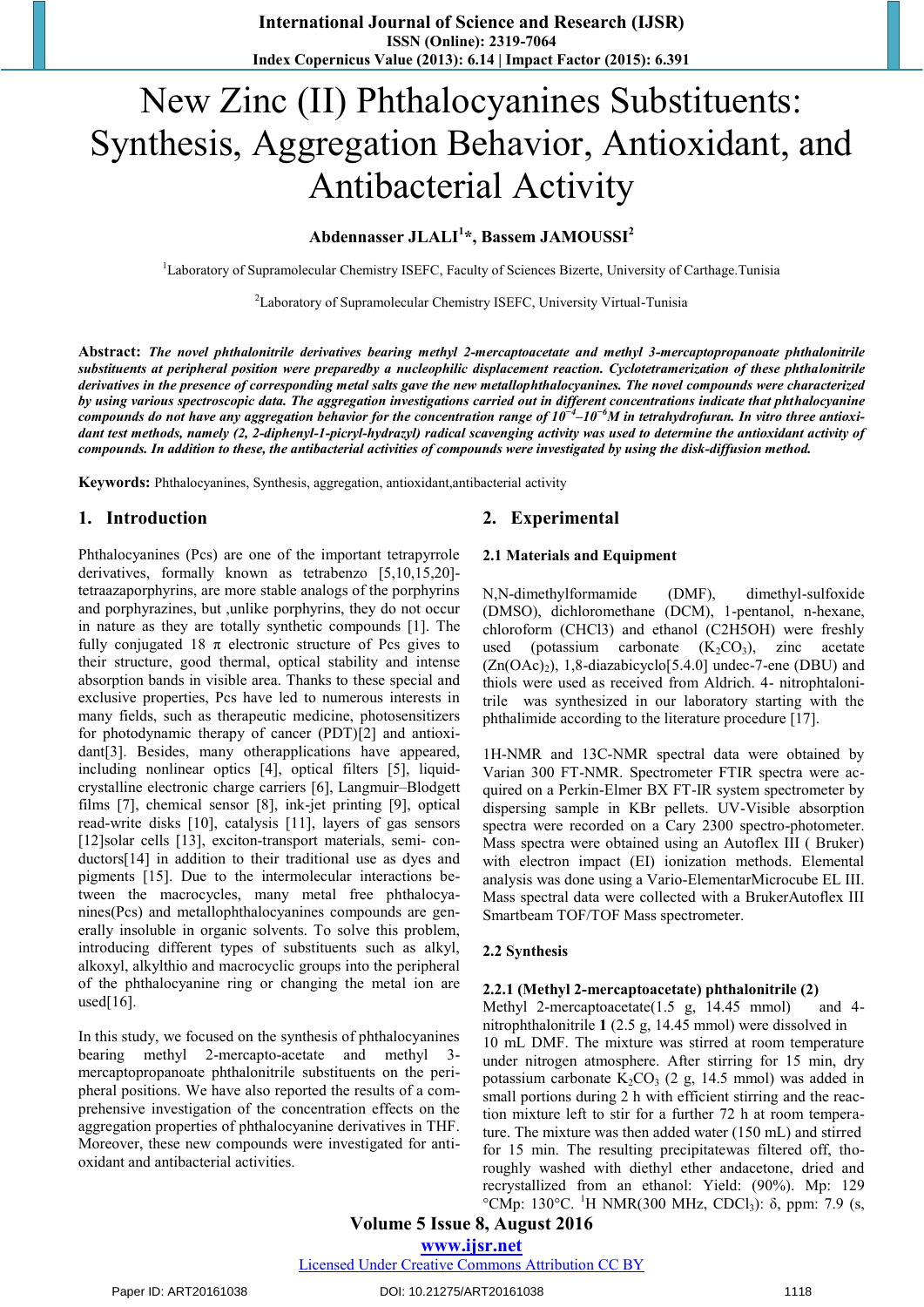# New Zinc (II) Phthalocyanines Substituents: Synthesis, Aggregation Behavior, Antioxidant, and Antibacterial Activity

**Abdennasser JLALI[1]*, Bassem JAMOUSSI[2]**

[1]Laboratory of Supramolecular Chemistry ISEFC, Faculty of Sciences Bizerte, University of Carthage.Tunisia

[2]Laboratory of Supramolecular Chemistry ISEFC, University Virtual-Tunisia

**Abstract:** ***The novel phthalonitrile derivatives bearing methyl 2-mercaptoacetate and methyl 3-mercaptopropanoate phthalonitrile substituents at peripheral position were preparedby a nucleophilic displacement reaction. Cyclotetramerization of these phthalonitrile derivatives in the presence of corresponding metal salts gave the new metallophthalocyanines. The novel compounds were characterized by using various spectroscopic data. The aggregation investigations carried out in different concentrations indicate that phthalocyanine compounds do not have any aggregation behavior for the concentration range of $10^{-4}$–$10^{-6}$M in tetrahydrofuran. In vitro three antioxidant test methods, namely (2, 2-diphenyl-1-picryl-hydrazyl) radical scavenging activity was used to determine the antioxidant activity of compounds. In addition to these, the antibacterial activities of compounds were investigated by using the disk-diffusion method.***

**Keywords:** Phthalocyanines, Synthesis, aggregation, antioxidant,antibacterial activity

## 1. Introduction

Phthalocyanines (Pcs) are one of the important tetrapyrrole derivatives, formally known as tetrabenzo [5,10,15,20]-tetraazaporphyrins, are more stable analogs of the porphyrins and porphyrazines, but ,unlike porphyrins, they do not occur in nature as they are totally synthetic compounds [1]. The fully conjugated 18 π electronic structure of Pcs gives to their structure, good thermal, optical stability and intense absorption bands in visible area. Thanks to these special and exclusive properties, Pcs have led to numerous interests in many fields, such as therapeutic medicine, photosensitizers for photodynamic therapy of cancer (PDT)[2] and antioxidant[3]. Besides, many otherapplications have appeared, including nonlinear optics [4], optical filters [5], liquid-crystalline electronic charge carriers [6], Langmuir–Blodgett films [7], chemical sensor [8], ink-jet printing [9], optical read-write disks [10], catalysis [11], layers of gas sensors [12]solar cells [13], exciton-transport materials, semi- conductors[14] in addition to their traditional use as dyes and pigments [15]. Due to the intermolecular interactions between the macrocycles, many metal free phthalocyanines(Pcs) and metallophthalocyanines compounds are generally insoluble in organic solvents. To solve this problem, introducing different types of substituents such as alkyl, alkoxyl, alkylthio and macrocyclic groups into the peripheral of the phthalocyanine ring or changing the metal ion are used[16].

In this study, we focused on the synthesis of phthalocyanines bearing methyl 2-mercapto-acetate and methyl 3-mercaptopropanoate phthalonitrile substituents on the peripheral positions. We have also reported the results of a comprehensive investigation of the concentration effects on the aggregation properties of phthalocyanine derivatives in THF. Moreover, these new compounds were investigated for antioxidant and antibacterial activities.

## 2. Experimental

### 2.1 Materials and Equipment

N,N-dimethylformamide (DMF), dimethyl-sulfoxide (DMSO), dichloromethane (DCM), 1-pentanol, n-hexane, chloroform (CHCl3) and ethanol (C2H5OH) were freshly used (potassium carbonate ($K_2CO_3$), zinc acetate ($Zn(OAc)_2$), 1,8-diazabicyclo[5.4.0] undec-7-ene (DBU) and thiols were used as received from Aldrich. 4- nitrophtalonitrile was synthesized in our laboratory starting with the phthalimide according to the literature procedure [17].

1H-NMR and 13C-NMR spectral data were obtained by Varian 300 FT-NMR. Spectrometer FTIR spectra were acquired on a Perkin-Elmer BX FT-IR system spectrometer by dispersing sample in KBr pellets. UV-Visible absorption spectra were recorded on a Cary 2300 spectro-photometer. Mass spectra were obtained using an Autoflex III ( Bruker) with electron impact (EI) ionization methods. Elemental analysis was done using a Vario-ElementarMicrocube EL III. Mass spectral data were collected with a BrukerAutoflex III Smartbeam TOF/TOF Mass spectrometer.

### 2.2 Synthesis

#### 2.2.1 (Methyl 2-mercaptoacetate) phthalonitrile (2)

Methyl 2-mercaptoacetate(1.5 g, 14.45 mmol) and 4-nitrophthalonitrile **1** (2.5 g, 14.45 mmol) were dissolved in 10 mL DMF. The mixture was stirred at room temperature under nitrogen atmosphere. After stirring for 15 min, dry potassium carbonate $K_2CO_3$ (2 g, 14.5 mmol) was added in small portions during 2 h with efficient stirring and the reaction mixture left to stir for a further 72 h at room temperature. The mixture was then added water (150 mL) and stirred for 15 min. The resulting precipitatewas filtered off, thoroughly washed with diethyl ether andacetone, dried and recrystallized from an ethanol: Yield: (90%). Mp: 129 °CMp: 130°C. $^1$H NMR(300 MHz, $CDCl_3$): δ, ppm: 7.9 (s,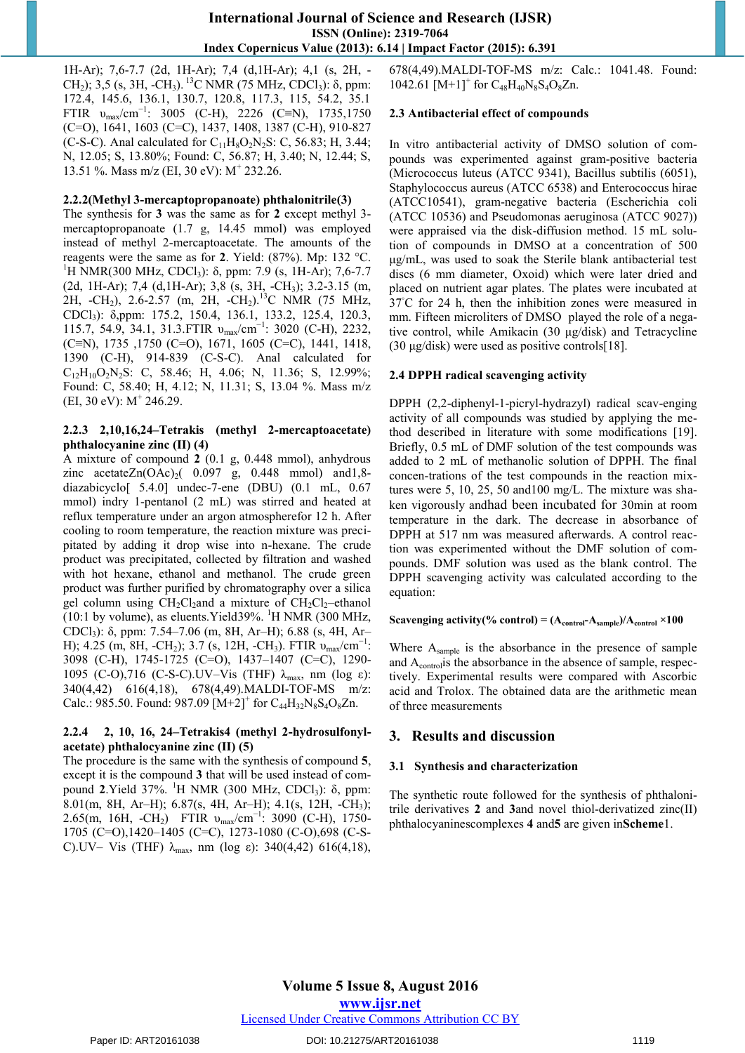1H-Ar); 7,6-7.7 (2d, 1H-Ar); 7,4 (d,1H-Ar); 4,1 (s, 2H, -CH$_2$); 3,5 (s, 3H, -CH$_3$). $^{13}$C NMR (75 MHz, CDCl$_3$): δ, ppm: 172.4, 145.6, 136.1, 130.7, 120.8, 117.3, 115, 54.2, 35.1 FTIR $\upsilon_{max}$/cm$^{-1}$: 3005 (C-H), 2226 (C≡N), 1735,1750 (C=O), 1641, 1603 (C=C), 1437, 1408, 1387 (C-H), 910-827 (C-S-C). Anal calculated for $C_{11}H_8O_2N_2S$: C, 56.83; H, 3.44; N, 12.05; S, 13.80%; Found: C, 56.87; H, 3.40; N, 12.44; S, 13.51 %. Mass m/z (EI, 30 eV): M$^+$ 232.26.

#### 2.2.2(Methyl 3-mercaptopropanoate) phthalonitrile(3)

The synthesis for **3** was the same as for **2** except methyl 3-mercaptopropanoate (1.7 g, 14.45 mmol) was employed instead of methyl 2-mercaptoacetate. The amounts of the reagents were the same as for **2**. Yield: (87%). Mp: 132 °C. $^1$H NMR(300 MHz, CDCl$_3$): δ, ppm: 7.9 (s, 1H-Ar); 7,6-7.7 (2d, 1H-Ar); 7,4 (d,1H-Ar); 3,8 (s, 3H, -CH$_3$); 3.2-3.15 (m, 2H, -CH$_2$), 2.6-2.57 (m, 2H, -CH$_2$).$^{13}$C NMR (75 MHz, CDCl$_3$): δ,ppm: 175.2, 150.4, 136.1, 133.2, 125.4, 120.3, 115.7, 54.9, 34.1, 31.3.FTIR $\upsilon_{max}$/cm$^{-1}$: 3020 (C-H), 2232, (C≡N), 1735 ,1750 (C=O), 1671, 1605 (C=C), 1441, 1418, 1390 (C-H), 914-839 (C-S-C). Anal calculated for $C_{12}H_{10}O_2N_2S$: C, 58.46; H, 4.06; N, 11.36; S, 12.99%; Found: C, 58.40; H, 4.12; N, 11.31; S, 13.04 %. Mass m/z (EI, 30 eV): M$^+$ 246.29.

#### 2.2.3 2,10,16,24–Tetrakis (methyl 2-mercaptoacetate) phthalocyanine zinc (II) (4)

A mixture of compound **2** (0.1 g, 0.448 mmol), anhydrous zinc acetateZn(OAc)$_2$( 0.097 g, 0.448 mmol) and1,8-diazabicyclo[ 5.4.0] undec-7-ene (DBU) (0.1 mL, 0.67 mmol) indry 1-pentanol (2 mL) was stirred and heated at reflux temperature under an argon atmospherefor 12 h. After cooling to room temperature, the reaction mixture was precipitated by adding it drop wise into n-hexane. The crude product was precipitated, collected by filtration and washed with hot hexane, ethanol and methanol. The crude green product was further purified by chromatography over a silica gel column using CH$_2$Cl$_2$and a mixture of CH$_2$Cl$_2$–ethanol (10:1 by volume), as eluents.Yield39%. $^1$H NMR (300 MHz, CDCl$_3$): δ, ppm: 7.54–7.06 (m, 8H, Ar–H); 6.88 (s, 4H, Ar–H); 4.25 (m, 8H, -CH$_2$); 3.7 (s, 12H, -CH$_3$). FTIR $\upsilon_{max}$/cm$^{-1}$: 3098 (C-H), 1745-1725 (C=O), 1437–1407 (C=C), 1290-1095 (C-O),716 (C-S-C).UV–Vis (THF) $\lambda_{max}$, nm (log ε): 340(4,42) 616(4,18), 678(4,49).MALDI-TOF-MS m/z: Calc.: 985.50. Found: 987.09 [M+2]$^+$ for $C_{44}H_{32}N_8S_4O_8Zn$.

#### 2.2.4 2, 10, 16, 24–Tetrakis4 (methyl 2-hydrosulfonyl-acetate) phthalocyanine zinc (II) (5)

The procedure is the same with the synthesis of compound **5**, except it is the compound **3** that will be used instead of compound **2**.Yield 37%. $^1$H NMR (300 MHz, CDCl$_3$): δ, ppm: 8.01(m, 8H, Ar–H); 6.87(s, 4H, Ar–H); 4.1(s, 12H, -CH$_3$); 2.65(m, 16H, -CH$_2$) FTIR $\upsilon_{max}$/cm$^{-1}$: 3090 (C-H), 1750-1705 (C=O),1420–1405 (C=C), 1273-1080 (C-O),698 (C-S-C).UV– Vis (THF) $\lambda_{max}$, nm (log ε): 340(4,42) 616(4,18), 678(4,49).MALDI-TOF-MS m/z: Calc.: 1041.48. Found: 1042.61 [M+1]$^+$ for $C_{48}H_{40}N_8S_4O_8Zn$.

### 2.3 Antibacterial effect of compounds

In vitro antibacterial activity of DMSO solution of compounds was experimented against gram-positive bacteria (Micrococcus luteus (ATCC 9341), Bacillus subtilis (6051), Staphylococcus aureus (ATCC 6538) and Enterococcus hirae (ATCC10541), gram-negative bacteria (Escherichia coli (ATCC 10536) and Pseudomonas aeruginosa (ATCC 9027)) were appraised via the disk-diffusion method. 15 mL solution of compounds in DMSO at a concentration of 500 μg/mL, was used to soak the Sterile blank antibacterial test discs (6 mm diameter, Oxoid) which were later dried and placed on nutrient agar plates. The plates were incubated at 37°C for 24 h, then the inhibition zones were measured in mm. Fifteen microliters of DMSO played the role of a negative control, while Amikacin (30 μg/disk) and Tetracycline (30 μg/disk) were used as positive controls[18].

### 2.4 DPPH radical scavenging activity

DPPH (2,2-diphenyl-1-picryl-hydrazyl) radical scav-enging activity of all compounds was studied by applying the method described in literature with some modifications [19]. Briefly, 0.5 mL of DMF solution of the test compounds was added to 2 mL of methanolic solution of DPPH. The final concen-trations of the test compounds in the reaction mixtures were 5, 10, 25, 50 and100 mg/L. The mixture was shaken vigorously andhad been incubated for 30min at room temperature in the dark. The decrease in absorbance of DPPH at 517 nm was measured afterwards. A control reaction was experimented without the DMF solution of compounds. DMF solution was used as the blank control. The DPPH scavenging activity was calculated according to the equation:

**Scavenging activity(% control) = $(A_{control}-A_{sample})/A_{control}\times 100$**

Where $A_{sample}$ is the absorbance in the presence of sample and $A_{control}$is the absorbance in the absence of sample, respectively. Experimental results were compared with Ascorbic acid and Trolox. The obtained data are the arithmetic mean of three measurements

## 3. Results and discussion

### 3.1 Synthesis and characterization

The synthetic route followed for the synthesis of phthalonitrile derivatives **2** and **3**and novel thiol-derivatized zinc(II) phthalocyaninescomplexes **4** and**5** are given in**Scheme**1.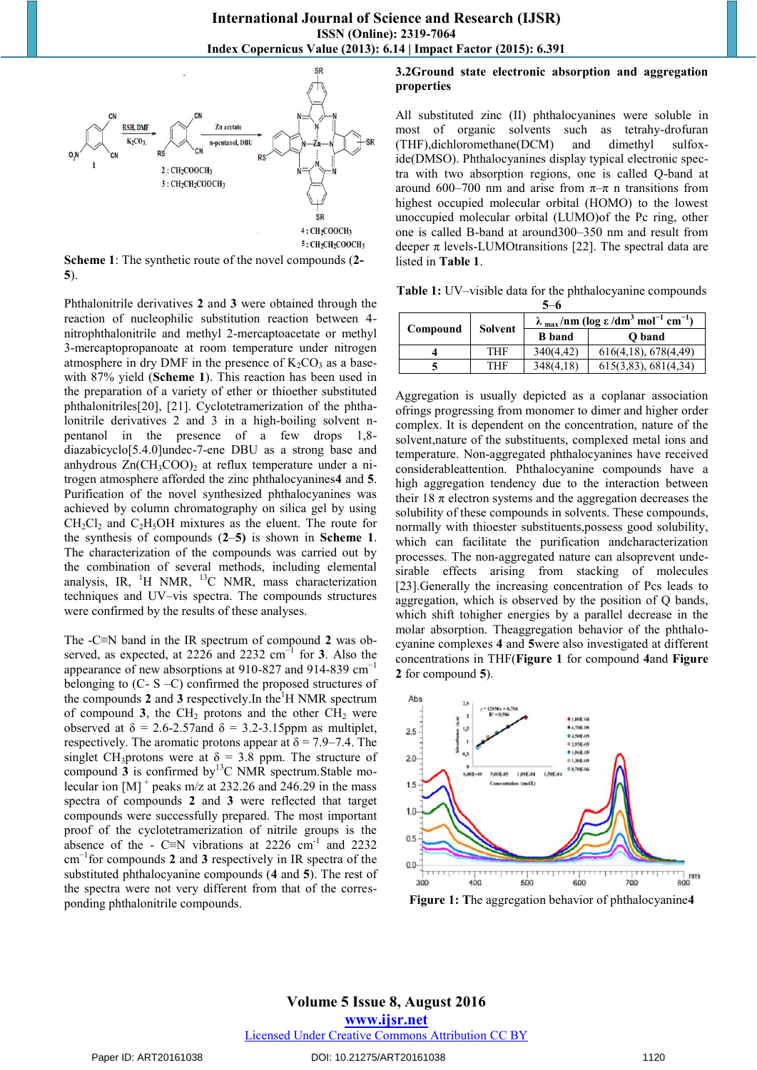Scheme 1: The synthetic route of the novel compounds (**2**-**5**).

Phthalonitrile derivatives **2** and **3** were obtained through the reaction of nucleophilic substitution reaction between 4-nitrophthalonitrile and methyl 2-mercaptoacetate or methyl 3-mercaptopropanoate at room temperature under nitrogen atmosphere in dry DMF in the presence of $K_2CO_3$ as a base-with 87% yield (**Scheme 1**). This reaction has been used in the preparation of a variety of ether or thioether substituted phthalonitriles[20], [21]. Cyclotetramerization of the phthalonitrile derivatives 2 and 3 in a high-boiling solvent n-pentanol in the presence of a few drops 1,8-diazabicyclo[5.4.0]undec-7-ene DBU as a strong base and anhydrous $Zn(CH_3COO)_2$ at reflux temperature under a nitrogen atmosphere afforded the zinc phthalocyanines**4** and **5**. Purification of the novel synthesized phthalocyanines was achieved by column chromatography on silica gel by using $CH_2Cl_2$ and $C_2H_5OH$ mixtures as the eluent. The route for the synthesis of compounds (**2**–**5**) is shown in **Scheme 1**. The characterization of the compounds was carried out by the combination of several methods, including elemental analysis, IR, $^{1}$H NMR, $^{13}$C NMR, mass characterization techniques and UV–vis spectra. The compounds structures were confirmed by the results of these analyses.

The -C≡N band in the IR spectrum of compound **2** was observed, as expected, at 2226 and 2232 $cm^{-1}$ for **3**. Also the appearance of new absorptions at 910-827 and 914-839 $cm^{-1}$ belonging to (C- S –C) confirmed the proposed structures of the compounds **2** and **3** respectively.In the$^{1}$H NMR spectrum of compound **3**, the $CH_2$ protons and the other $CH_2$ were observed at δ = 2.6-2.57and δ = 3.2-3.15ppm as multiplet, respectively. The aromatic protons appear at δ = 7.9–7.4. The singlet $CH_3$protons were at δ = 3.8 ppm. The structure of compound **3** is confirmed by$^{13}$C NMR spectrum.Stable molecular ion $[M]^+$ peaks m/z at 232.26 and 246.29 in the mass spectra of compounds **2** and **3** were reflected that target compounds were successfully prepared. The most important proof of the cyclotetramerization of nitrile groups is the absence of the - C≡N vibrations at 2226 $cm^{-1}$ and 2232 $cm^{-1}$for compounds **2** and **3** respectively in IR spectra of the substituted phthalocyanine compounds (**4** and **5**). The rest of the spectra were not very different from that of the corresponding phthalonitrile compounds.

## 3.2Ground state electronic absorption and aggregation properties

All substituted zinc (II) phthalocyanines were soluble in most of organic solvents such as tetrahy-drofuran (THF),dichloromethane(DCM) and dimethyl sulfoxide(DMSO). Phthalocyanines display typical electronic spectra with two absorption regions, one is called Q-band at around 600–700 nm and arise from π–π n transitions from highest occupied molecular orbital (HOMO) to the lowest unoccupied molecular orbital (LUMO)of the Pc ring, other one is called B-band at around300–350 nm and result from deeper π levels-LUMOtransitions [22]. The spectral data are listed in **Table 1**.

**Table 1:** UV–visible data for the phthalocyanine compounds 5–6

| Compound | Solvent | $\lambda_{max}$/nm (log ε /dm$^3$ mol$^{-1}$ cm$^{-1}$) | |
|---|---|---|---|
| | | B band | Q band |
| **4** | THF | 340(4,42) | 616(4,18), 678(4,49) |
| **5** | THF | 348(4,18) | 615(3,83), 681(4,34) |

Aggregation is usually depicted as a coplanar association ofrings progressing from monomer to dimer and higher order complex. It is dependent on the concentration, nature of the solvent,nature of the substituents, complexed metal ions and temperature. Non-aggregated phthalocyanines have received considerableattention. Phthalocyanine compounds have a high aggregation tendency due to the interaction between their 18 π electron systems and the aggregation decreases the solubility of these compounds in solvents. These compounds, normally with thioester substituents,possess good solubility, which can facilitate the purification andcharacterization processes. The non-aggregated nature can alsoprevent undesirable effects arising from stacking of molecules [23].Generally the increasing concentration of Pcs leads to aggregation, which is observed by the position of Q bands, which shift tohigher energies by a parallel decrease in the molar absorption. Theaggregation behavior of the phthalocyanine complexes **4** and **5**were also investigated at different concentrations in THF(**Figure 1** for compound **4**and **Figure 2** for compound **5**).

**Figure 1:** The aggregation behavior of phthalocyanine**4**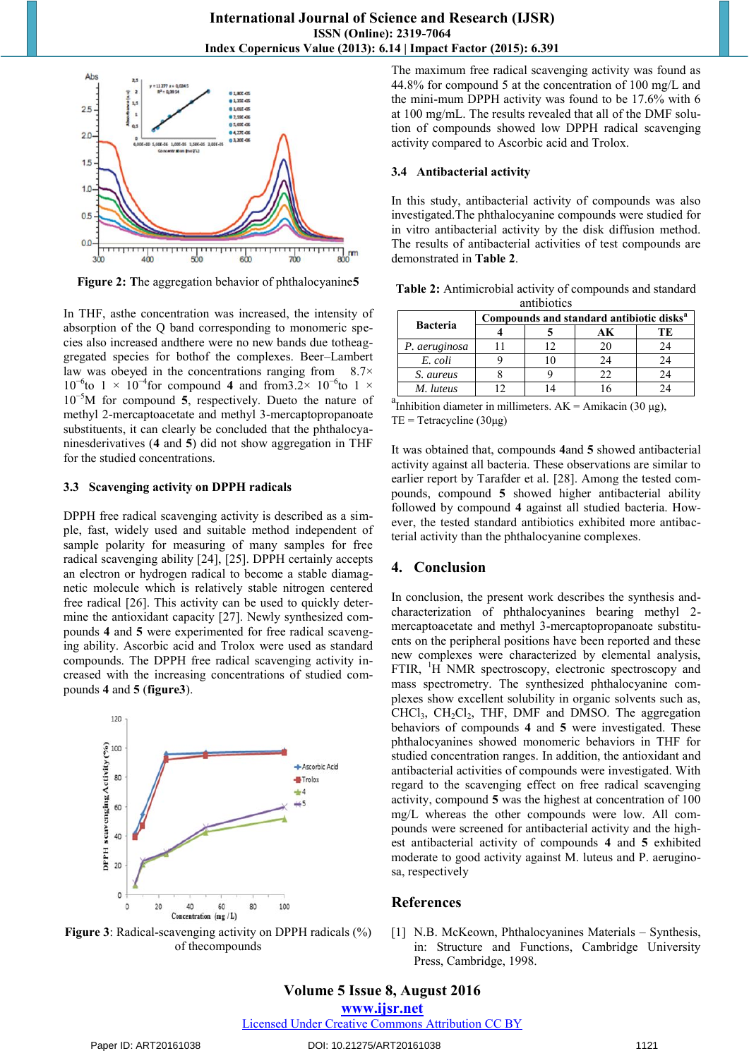Figure 2: The aggregation behavior of phthalocyanine 5

In THF, asthe concentration was increased, the intensity of absorption of the Q band corresponding to monomeric species also increased andthere were no new bands due toth aggregated species for bothof the complexes. Beer–Lambert law was obeyed in the concentrations ranging from 8.7× $10^{-6}$to 1 × $10^{-4}$for compound **4** and from3.2× $10^{-6}$to 1 × $10^{-5}$M for compound **5**, respectively. Dueto the nature of methyl 2-mercaptoacetate and methyl 3-mercaptopropanoate substituents, it can clearly be concluded that the phthalocyaninesderivatives (**4** and **5**) did not show aggregation in THF for the studied concentrations.

### 3.3 Scavenging activity on DPPH radicals

DPPH free radical scavenging activity is described as a simple, fast, widely used and suitable method independent of sample polarity for measuring of many samples for free radical scavenging ability [24], [25]. DPPH certainly accepts an electron or hydrogen radical to become a stable diamagnetic molecule which is relatively stable nitrogen centered free radical [26]. This activity can be used to quickly determine the antioxidant capacity [27]. Newly synthesized compounds **4** and **5** were experimented for free radical scavenging ability. Ascorbic acid and Trolox were used as standard compounds. The DPPH free radical scavenging activity increased with the increasing concentrations of studied compounds **4** and **5** (**figure3**).

Figure 3: Radical-scavenging activity on DPPH radicals (%) of thecompounds

The maximum free radical scavenging activity was found as 44.8% for compound 5 at the concentration of 100 mg/L and the mini-mum DPPH activity was found to be 17.6% with 6 at 100 mg/mL. The results revealed that all of the DMF solution of compounds showed low DPPH radical scavenging activity compared to Ascorbic acid and Trolox.

### 3.4 Antibacterial activity

In this study, antibacterial activity of compounds was also investigated.The phthalocyanine compounds were studied for in vitro antibacterial activity by the disk diffusion method. The results of antibacterial activities of test compounds are demonstrated in **Table 2**.

Table 2: Antimicrobial activity of compounds and standard antibiotics

| Bacteria | Compounds and standard antibiotic disks[a] | | | |
|---|---|---|---|---|
| | 4 | 5 | AK | TE |
| *P. aeruginosa* | 11 | 12 | 20 | 24 |
| *E. coli* | 9 | 10 | 24 | 24 |
| *S. aureus* | 8 | 9 | 22 | 24 |
| *M. luteus* | 12 | 14 | 16 | 24 |

[a]Inhibition diameter in millimeters. AK = Amikacin (30 μg), TE = Tetracycline (30μg)

It was obtained that, compounds **4**and **5** showed antibacterial activity against all bacteria. These observations are similar to earlier report by Tarafder et al. [28]. Among the tested compounds, compound **5** showed higher antibacterial ability followed by compound **4** against all studied bacteria. However, the tested standard antibiotics exhibited more antibacterial activity than the phthalocyanine complexes.

## 4. Conclusion

In conclusion, the present work describes the synthesis and characterization of phthalocyanines bearing methyl 2-mercaptoacetate and methyl 3-mercaptopropanoate substituents on the peripheral positions have been reported and these new complexes were characterized by elemental analysis, FTIR, $^1$H NMR spectroscopy, electronic spectroscopy and mass spectrometry. The synthesized phthalocyanine complexes show excellent solubility in organic solvents such as, $CHCl_3$, $CH_2Cl_2$, THF, DMF and DMSO. The aggregation behaviors of compounds **4** and **5** were investigated. These phthalocyanines showed monomeric behaviors in THF for studied concentration ranges. In addition, the antioxidant and antibacterial activities of compounds were investigated. With regard to the scavenging effect on free radical scavenging activity, compound **5** was the highest at concentration of 100 mg/L whereas the other compounds were low. All compounds were screened for antibacterial activity and the highest antibacterial activity of compounds **4** and **5** exhibited moderate to good activity against M. luteus and P. aeruginosa, respectively

## References

[1] N.B. McKeown, Phthalocyanines Materials – Synthesis, in: Structure and Functions, Cambridge University Press, Cambridge, 1998.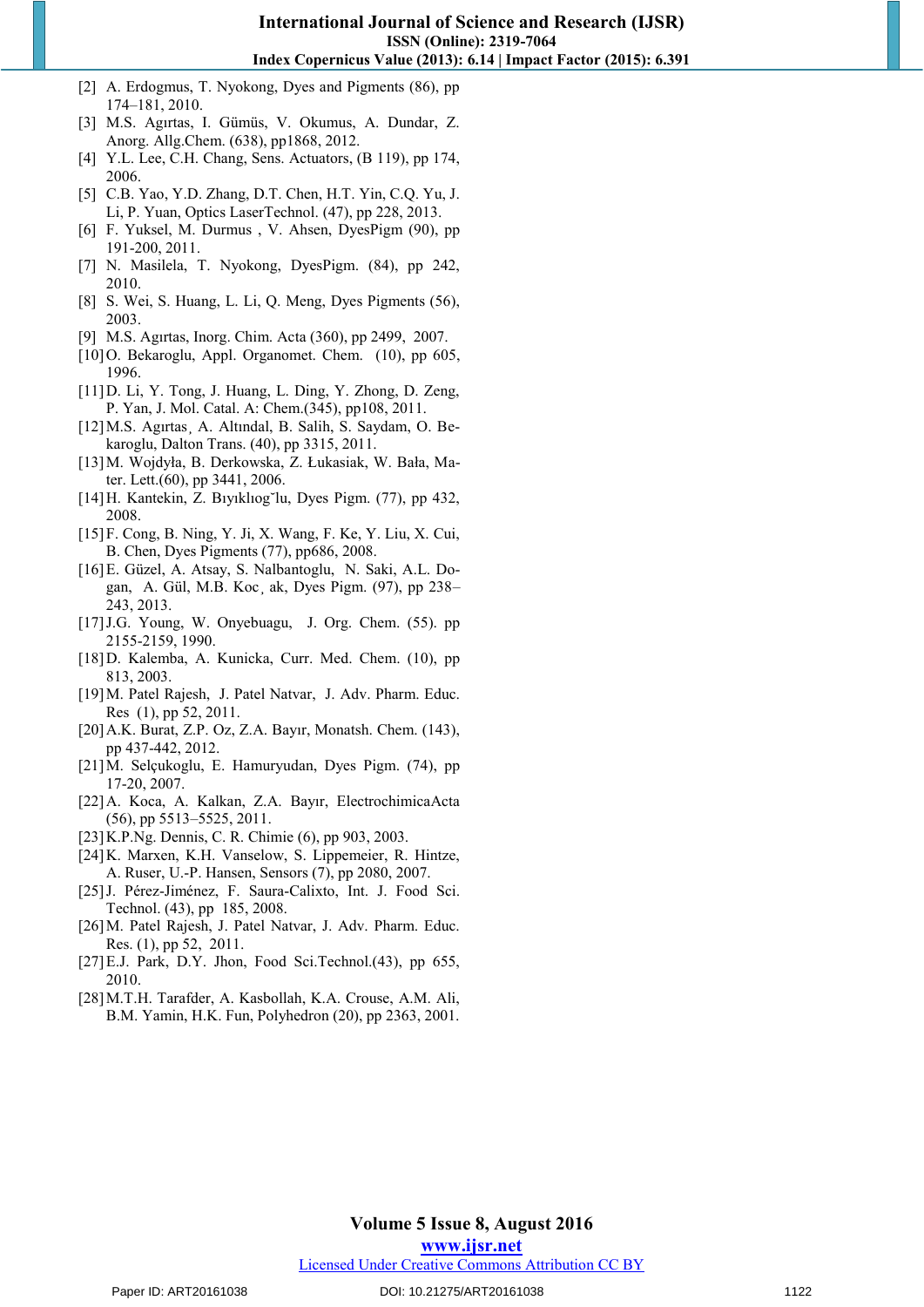[2] A. Erdogmus, T. Nyokong, Dyes and Pigments (86), pp 174–181, 2010.

[3] M.S. Agırtas, I. Gümüs, V. Okumus, A. Dundar, Z. Anorg. Allg.Chem. (638), pp1868, 2012.

[4] Y.L. Lee, C.H. Chang, Sens. Actuators, (B 119), pp 174, 2006.

[5] C.B. Yao, Y.D. Zhang, D.T. Chen, H.T. Yin, C.Q. Yu, J. Li, P. Yuan, Optics LaserTechnol. (47), pp 228, 2013.

[6] F. Yuksel, M. Durmus , V. Ahsen, DyesPigm (90), pp 191-200, 2011.

[7] N. Masilela, T. Nyokong, DyesPigm. (84), pp 242, 2010.

[8] S. Wei, S. Huang, L. Li, Q. Meng, Dyes Pigments (56), 2003.

[9] M.S. Agırtas, Inorg. Chim. Acta (360), pp 2499, 2007.

[10] O. Bekaroglu, Appl. Organomet. Chem. (10), pp 605, 1996.

[11] D. Li, Y. Tong, J. Huang, L. Ding, Y. Zhong, D. Zeng, P. Yan, J. Mol. Catal. A: Chem.(345), pp108, 2011.

[12] M.S. Agırtas¸ A. Altındal, B. Salih, S. Saydam, O. Bekaroglu, Dalton Trans. (40), pp 3315, 2011.

[13] M. Wojdyła, B. Derkowska, Z. Łukasiak, W. Bała, Mater. Lett.(60), pp 3441, 2006.

[14] H. Kantekin, Z. Bıyıklıog˘lu, Dyes Pigm. (77), pp 432, 2008.

[15] F. Cong, B. Ning, Y. Ji, X. Wang, F. Ke, Y. Liu, X. Cui, B. Chen, Dyes Pigments (77), pp686, 2008.

[16] E. Güzel, A. Atsay, S. Nalbantoglu, N. Saki, A.L. Dogan, A. Gül, M.B. Koc¸ ak, Dyes Pigm. (97), pp 238–243, 2013.

[17] J.G. Young, W. Onyebuagu, J. Org. Chem. (55). pp 2155-2159, 1990.

[18] D. Kalemba, A. Kunicka, Curr. Med. Chem. (10), pp 813, 2003.

[19] M. Patel Rajesh, J. Patel Natvar, J. Adv. Pharm. Educ. Res (1), pp 52, 2011.

[20] A.K. Burat, Z.P. Oz, Z.A. Bayır, Monatsh. Chem. (143), pp 437-442, 2012.

[21] M. Selçukoglu, E. Hamuryudan, Dyes Pigm. (74), pp 17-20, 2007.

[22] A. Koca, A. Kalkan, Z.A. Bayır, ElectrochimicaActa (56), pp 5513–5525, 2011.

[23] K.P.Ng. Dennis, C. R. Chimie (6), pp 903, 2003.

[24] K. Marxen, K.H. Vanselow, S. Lippemeier, R. Hintze, A. Ruser, U.-P. Hansen, Sensors (7), pp 2080, 2007.

[25] J. Pérez-Jiménez, F. Saura-Calixto, Int. J. Food Sci. Technol. (43), pp 185, 2008.

[26] M. Patel Rajesh, J. Patel Natvar, J. Adv. Pharm. Educ. Res. (1), pp 52, 2011.

[27] E.J. Park, D.Y. Jhon, Food Sci.Technol.(43), pp 655, 2010.

[28] M.T.H. Tarafder, A. Kasbollah, K.A. Crouse, A.M. Ali, B.M. Yamin, H.K. Fun, Polyhedron (20), pp 2363, 2001.